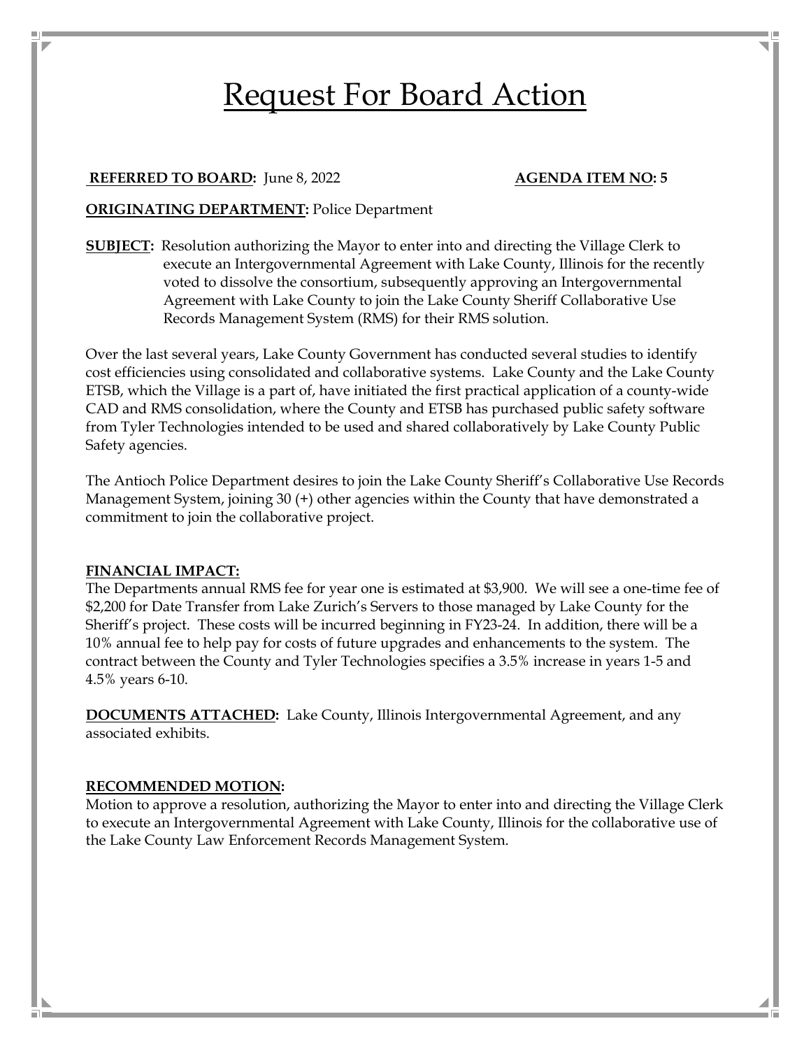# Request For Board Action

**REFERRED TO BOARD:** June 8, 2022 **AGENDA ITEM NO: 5**

**ORIGINATING DEPARTMENT:** Police Department

**SUBJECT:** Resolution authorizing the Mayor to enter into and directing the Village Clerk to execute an Intergovernmental Agreement with Lake County, Illinois for the recently voted to dissolve the consortium, subsequently approving an Intergovernmental Agreement with Lake County to join the Lake County Sheriff Collaborative Use Records Management System (RMS) for their RMS solution.

Over the last several years, Lake County Government has conducted several studies to identify cost efficiencies using consolidated and collaborative systems. Lake County and the Lake County ETSB, which the Village is a part of, have initiated the first practical application of a county-wide CAD and RMS consolidation, where the County and ETSB has purchased public safety software from Tyler Technologies intended to be used and shared collaboratively by Lake County Public Safety agencies.

The Antioch Police Department desires to join the Lake County Sheriff's Collaborative Use Records Management System, joining 30 (+) other agencies within the County that have demonstrated a commitment to join the collaborative project.

**FINANCIAL IMPACT:**
The Departments annual RMS fee for year one is estimated at $3,900. We will see a one-time fee of $2,200 for Date Transfer from Lake Zurich's Servers to those managed by Lake County for the Sheriff's project. These costs will be incurred beginning in FY23-24. In addition, there will be a 10% annual fee to help pay for costs of future upgrades and enhancements to the system. The contract between the County and Tyler Technologies specifies a 3.5% increase in years 1-5 and 4.5% years 6-10.

**DOCUMENTS ATTACHED:** Lake County, Illinois Intergovernmental Agreement, and any associated exhibits.

**RECOMMENDED MOTION:**
Motion to approve a resolution, authorizing the Mayor to enter into and directing the Village Clerk to execute an Intergovernmental Agreement with Lake County, Illinois for the collaborative use of the Lake County Law Enforcement Records Management System.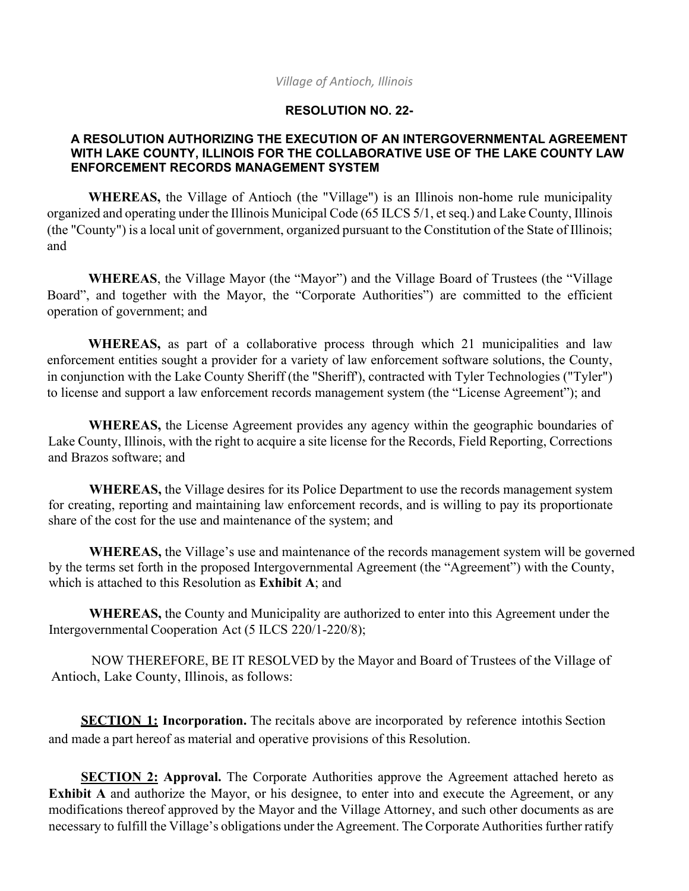*Village of Antioch, Illinois*

**RESOLUTION NO. 22-**

**A RESOLUTION AUTHORIZING THE EXECUTION OF AN INTERGOVERNMENTAL AGREEMENT WITH LAKE COUNTY, ILLINOIS FOR THE COLLABORATIVE USE OF THE LAKE COUNTY LAW ENFORCEMENT RECORDS MANAGEMENT SYSTEM**

**WHEREAS,** the Village of Antioch (the "Village") is an Illinois non-home rule municipality organized and operating under the Illinois Municipal Code (65 ILCS 5/1, et seq.) and Lake County, Illinois (the "County") is a local unit of government, organized pursuant to the Constitution of the State of Illinois; and

**WHEREAS**, the Village Mayor (the "Mayor") and the Village Board of Trustees (the "Village Board", and together with the Mayor, the "Corporate Authorities") are committed to the efficient operation of government; and

**WHEREAS,** as part of a collaborative process through which 21 municipalities and law enforcement entities sought a provider for a variety of law enforcement software solutions, the County, in conjunction with the Lake County Sheriff (the "Sheriff'), contracted with Tyler Technologies ("Tyler") to license and support a law enforcement records management system (the "License Agreement"); and

**WHEREAS,** the License Agreement provides any agency within the geographic boundaries of Lake County, Illinois, with the right to acquire a site license for the Records, Field Reporting, Corrections and Brazos software; and

**WHEREAS,** the Village desires for its Police Department to use the records management system for creating, reporting and maintaining law enforcement records, and is willing to pay its proportionate share of the cost for the use and maintenance of the system; and

**WHEREAS,** the Village's use and maintenance of the records management system will be governed by the terms set forth in the proposed Intergovernmental Agreement (the "Agreement") with the County, which is attached to this Resolution as **Exhibit A**; and

**WHEREAS,** the County and Municipality are authorized to enter into this Agreement under the Intergovernmental Cooperation Act (5 ILCS 220/1-220/8);

NOW THEREFORE, BE IT RESOLVED by the Mayor and Board of Trustees of the Village of Antioch, Lake County, Illinois, as follows:

**SECTION 1:** **Incorporation.** The recitals above are incorporated by reference intothis Section and made a part hereof as material and operative provisions of this Resolution.

**SECTION 2:** **Approval.** The Corporate Authorities approve the Agreement attached hereto as **Exhibit A** and authorize the Mayor, or his designee, to enter into and execute the Agreement, or any modifications thereof approved by the Mayor and the Village Attorney, and such other documents as are necessary to fulfill the Village's obligations under the Agreement. The Corporate Authorities further ratify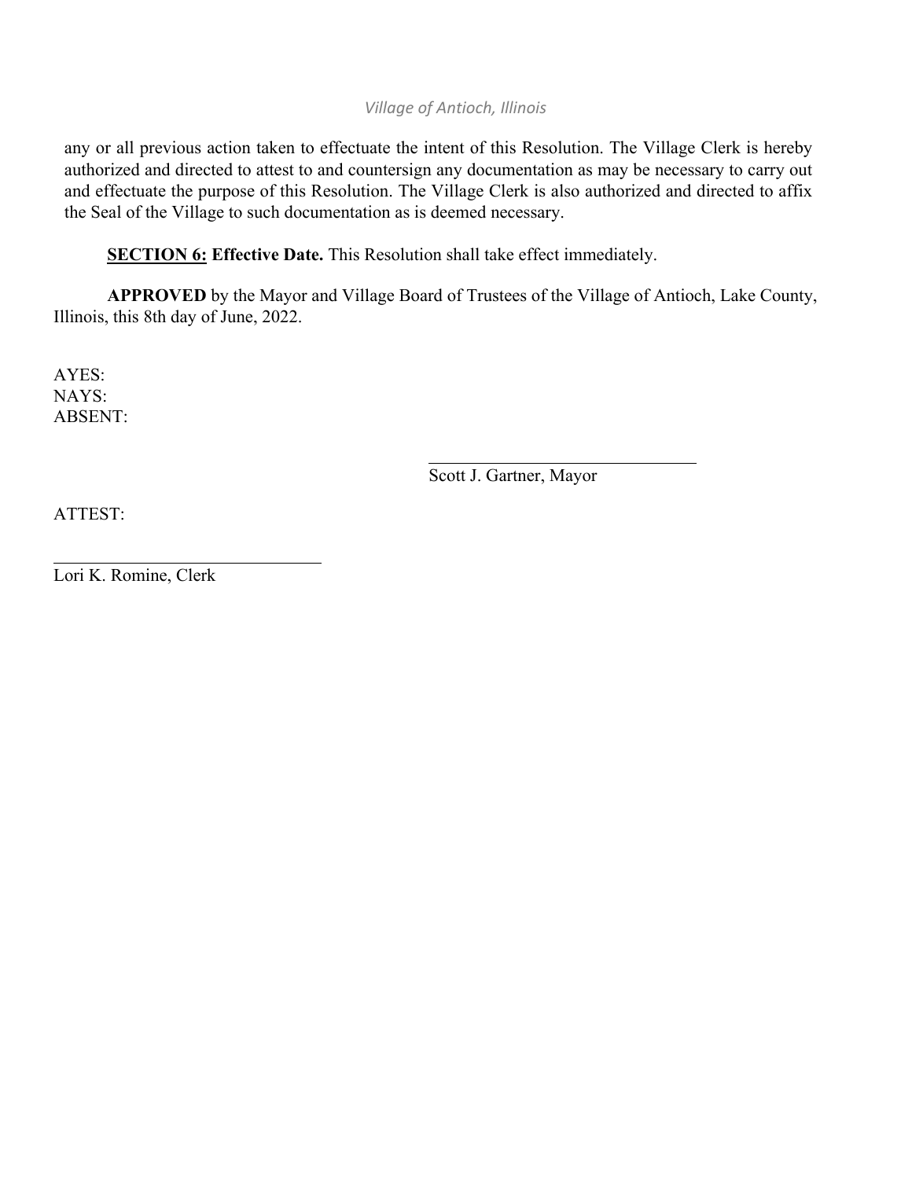any or all previous action taken to effectuate the intent of this Resolution. The Village Clerk is hereby authorized and directed to attest to and countersign any documentation as may be necessary to carry out and effectuate the purpose of this Resolution. The Village Clerk is also authorized and directed to affix the Seal of the Village to such documentation as is deemed necessary.

**SECTION 6: Effective Date.** This Resolution shall take effect immediately.

**APPROVED** by the Mayor and Village Board of Trustees of the Village of Antioch, Lake County, Illinois, this 8th day of June, 2022.

AYES:
NAYS:
ABSENT:

\_\_\_\_\_\_\_\_\_\_\_\_\_\_\_\_\_\_\_\_\_\_\_\_\_\_\_\_\_\_
Scott J. Gartner, Mayor

ATTEST:

\_\_\_\_\_\_\_\_\_\_\_\_\_\_\_\_\_\_\_\_\_\_\_\_\_\_\_\_\_\_
Lori K. Romine, Clerk